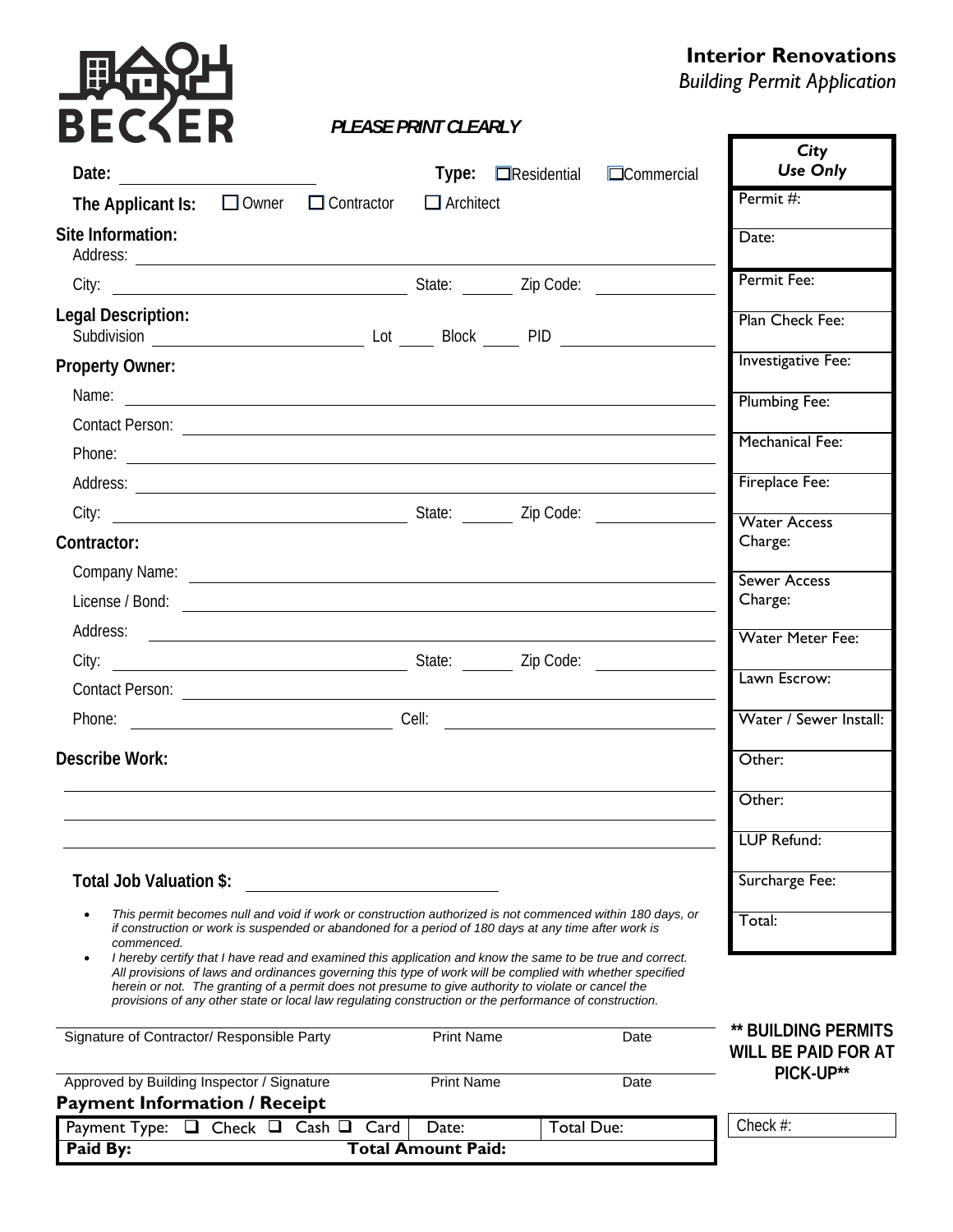BECKER

# Interior Renovations

*Building Permit Application*

***PLEASE PRINT CLEARLY***

**Date:** ______________________ **Type:** ☐ Residential ☐ Commercial

**The Applicant Is:** ☐ Owner ☐ Contractor ☐ Architect

**Site Information:**

Address: ______________________________________________

City: ______________________ State: ______ Zip Code: ____________

**Legal Description:**

Subdivision ______________________ Lot _____ Block _____ PID ____________

**Property Owner:**

Name: ______________________________________________

Contact Person: ______________________________________________

Phone: ______________________________________________

Address: ______________________________________________

City: ______________________ State: ______ Zip Code: ____________

**Contractor:**

Company Name: ______________________________________________

License / Bond: ______________________________________________

Address: ______________________________________________

City: ______________________ State: ______ Zip Code: ____________

Contact Person: ______________________________________________

Phone: ______________________ Cell: ______________________

**Describe Work:**

______________________________________________

______________________________________________

______________________________________________

**Total Job Valuation $:** ______________________

- *This permit becomes null and void if work or construction authorized is not commenced within 180 days, or if construction or work is suspended or abandoned for a period of 180 days at any time after work is commenced.*
- *I hereby certify that I have read and examined this application and know the same to be true and correct. All provisions of laws and ordinances governing this type of work will be complied with whether specified herein or not. The granting of a permit does not presume to give authority to violate or cancel the provisions of any other state or local law regulating construction or the performance of construction.*

| Signature of Contractor/ Responsible Party | Print Name | Date |
|---|---|---|
| | | |

| Approved by Building Inspector / Signature | Print Name | Date |
|---|---|---|
| | | |

| *City Use Only* |
|---|
| Permit #: |
| Date: |
| Permit Fee: |
| Plan Check Fee: |
| Investigative Fee: |
| Plumbing Fee: |
| Mechanical Fee: |
| Fireplace Fee: |
| Water Access Charge: |
| Sewer Access Charge: |
| Water Meter Fee: |
| Lawn Escrow: |
| Water / Sewer Install: |
| Other: |
| Other: |
| LUP Refund: |
| Surcharge Fee: |
| Total: |

**\*\* BUILDING PERMITS WILL BE PAID FOR AT PICK-UP\*\***

**Payment Information / Receipt**

| Payment Type: ☐ Check ☐ Cash ☐ Card | Date: | Total Due: |
|---|---|---|
| **Paid By:** | **Total Amount Paid:** | |

Check #: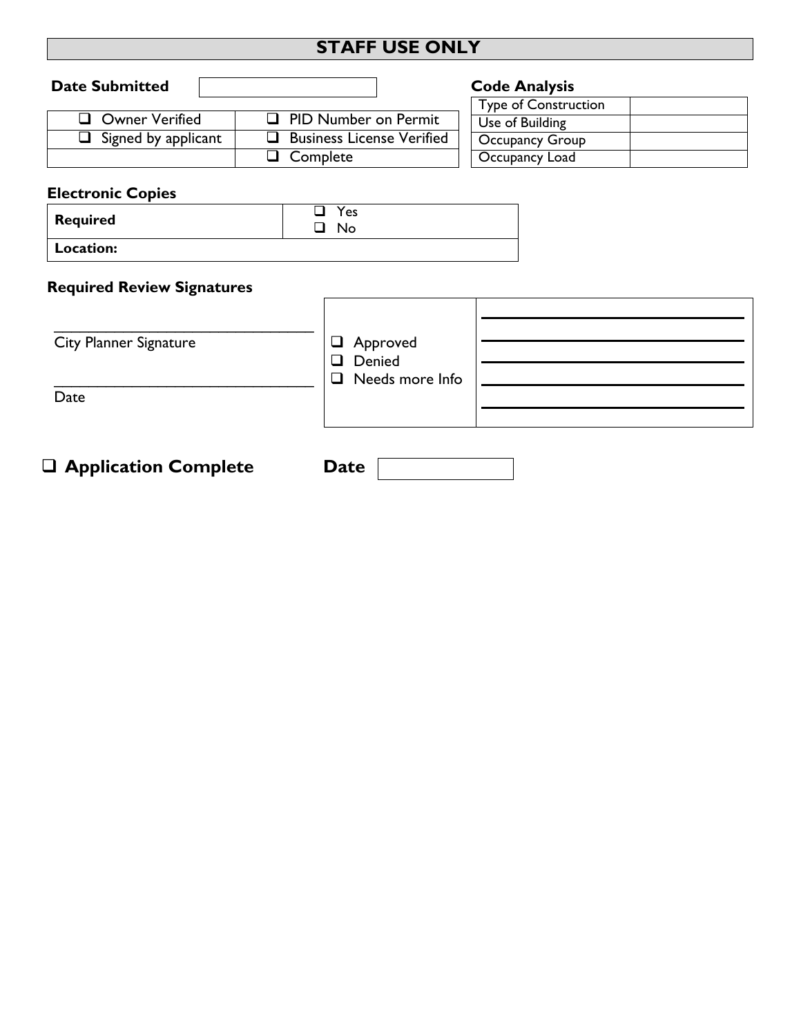## STAFF USE ONLY

**Date Submitted** ____________

| | |
|---|---|
| ❑ Owner Verified | ❑ PID Number on Permit |
| ❑ Signed by applicant | ❑ Business License Verified |
| | ❑ Complete |

**Code Analysis**

| | |
|---|---|
| Type of Construction | |
| Use of Building | |
| Occupancy Group | |
| Occupancy Load | |

### Electronic Copies

| | |
|---|---|
| **Required** | ❑ Yes<br>❑ No |
| **Location:** | |

### Required Review Signatures

| | | |
|---|---|---|
| ______________________________<br>City Planner Signature<br><br>______________________________<br>Date | ❑ Approved<br>❑ Denied<br>❑ Needs more Info | ______________________________<br>______________________________<br>______________________________<br>______________________________<br>______________________________ |

❑ **Application Complete** **Date** ____________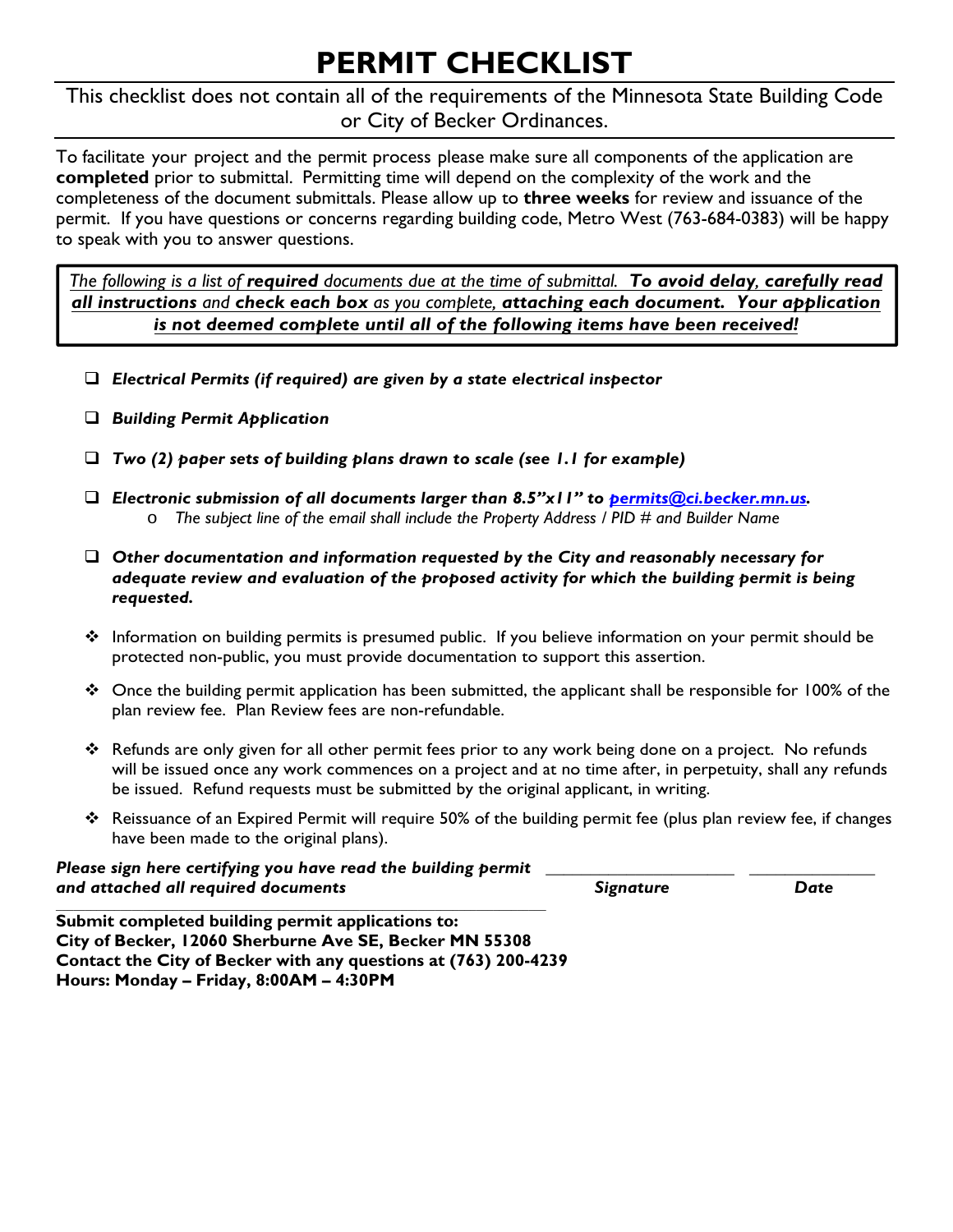# PERMIT CHECKLIST

This checklist does not contain all of the requirements of the Minnesota State Building Code or City of Becker Ordinances.

To facilitate your project and the permit process please make sure all components of the application are **completed** prior to submittal. Permitting time will depend on the complexity of the work and the completeness of the document submittals. Please allow up to **three weeks** for review and issuance of the permit. If you have questions or concerns regarding building code, Metro West (763-684-0383) will be happy to speak with you to answer questions.

*The following is a list of **required** documents due at the time of submittal. **To avoid delay, carefully read all instructions** and **check each box** as you complete, **attaching each document. Your application is not deemed complete until all of the following items have been received!***

- ☐ ***Electrical Permits (if required) are given by a state electrical inspector***
- ☐ ***Building Permit Application***
- ☐ ***Two (2) paper sets of building plans drawn to scale (see 1.1 for example)***
- ☐ ***Electronic submission of all documents larger than 8.5"x11" to permits@ci.becker.mn.us.***
  - *The subject line of the email shall include the Property Address / PID # and Builder Name*
- ☐ ***Other documentation and information requested by the City and reasonably necessary for adequate review and evaluation of the proposed activity for which the building permit is being requested.***

- ❖ Information on building permits is presumed public. If you believe information on your permit should be protected non-public, you must provide documentation to support this assertion.
- ❖ Once the building permit application has been submitted, the applicant shall be responsible for 100% of the plan review fee. Plan Review fees are non-refundable.
- ❖ Refunds are only given for all other permit fees prior to any work being done on a project. No refunds will be issued once any work commences on a project and at no time after, in perpetuity, shall any refunds be issued. Refund requests must be submitted by the original applicant, in writing.
- ❖ Reissuance of an Expired Permit will require 50% of the building permit fee (plus plan review fee, if changes have been made to the original plans).

***Please sign here certifying you have read the building permit and attached all required documents*** \_\_\_\_\_\_\_\_\_\_\_\_\_\_\_\_\_\_\_\_ ***Signature*** \_\_\_\_\_\_\_\_\_\_\_\_\_\_ ***Date***

**Submit completed building permit applications to:**
**City of Becker, 12060 Sherburne Ave SE, Becker MN 55308**
**Contact the City of Becker with any questions at (763) 200-4239**
**Hours: Monday – Friday, 8:00AM – 4:30PM**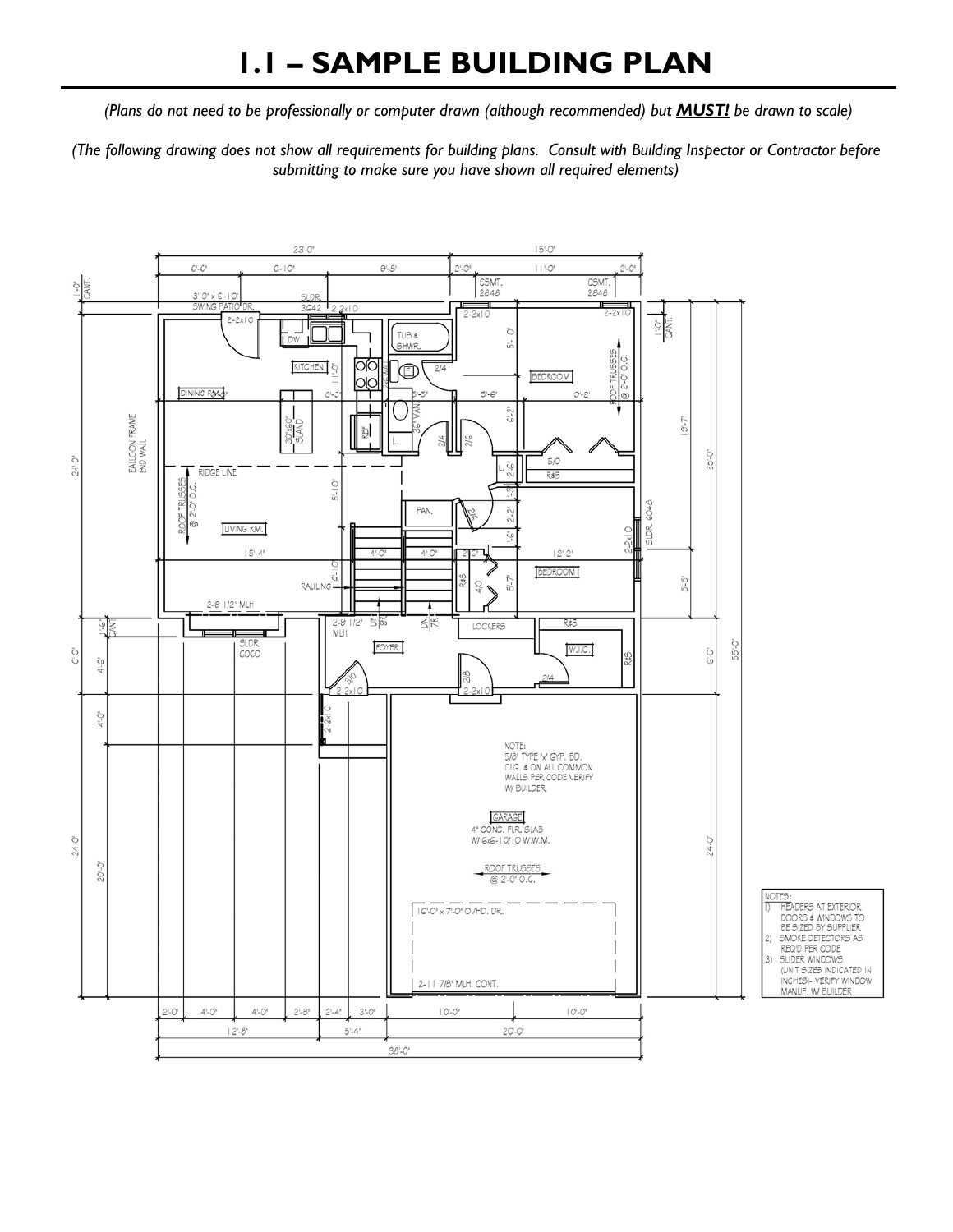# 1.1 – SAMPLE BUILDING PLAN

*(Plans do not need to be professionally or computer drawn (although recommended) but **MUST!** be drawn to scale)*

*(The following drawing does not show all requirements for building plans. Consult with Building Inspector or Contractor before submitting to make sure you have shown all required elements)*

23'-0"
15'-0"
6'-6" 6'-10" 9'-8" 2'-0" 11'-0" 2'-0"
1'-0" CANT.
3'-0" x 6'-10" SWING PATIO DR.
SLDR. 3642
2-2x10
CSMT. 2848
CSMT. 2848
DW
TUB & SHWR.
KITCHEN
11'-0"
2/4
BEDROOM
ROOF TRUSSES @ 2'-0" O.C.
1'-0" CANT.
DINING RM.
8'-0"
5'-5"
5'-6"
9'-2"
36" VAN.
BALLOON FRAME END WALL
30"x60" ISLAND
REF.
L.
6'-2"
18'-7"
24'-0"
2/4
2/6
5/0 R&S
25'-0"
RIDGE LINE
ROOF TRUSSES @ 2'-0" O.C.
5'-10"
PAN.
3/0
SLDR. 6048
LIVING RM.
15'-4"
4'-0"
4'-0"
12'-2"
BEDROOM
R&S
4/0
5'-7"
5'-5"
RAILING
6'-10"
2-8 1/2" MLH
UP 8R
DN 7R
LOCKERS
R&S
1'-6" CANT.
SLDR. 6060
2-8 1/2" MLH
FOYER
W.I.C.
R&S
6'-0"
4'-6"
3/0
2/8
2/4
6'-0"
55'-0"
2-2x10
2-2x10
4'-0"
2-2x10

NOTE:
5/8" TYPE 'x' GYP. BD. CLG. & ON ALL COMMON WALLS PER CODE VERIFY W/ BUILDER

GARAGE
4" CONC. FLR. SLAB W/ 6x6-10/10 W.W.M.

ROOF TRUSSES @ 2'-0" O.C.

24'-0"
20'-0"
24'-0"
16'-0" x 7'-0" OVHD. DR.
2-11 7/8" MLH. CONT.

2'-0" 4'-0" 4'-0" 2'-8" 2'-4" 3'-0" 10'-0" 10'-0"
12'-8" 5'-4" 20'-0"
38'-0"

NOTES:
1) HEADERS AT EXTERIOR DOORS & WINDOWS TO BE SIZED BY SUPPLIER
2) SMOKE DETECTORS AS REQ'D PER CODE
3) SLIDER WINDOWS (UNIT SIZES INDICATED IN INCHES)- VERIFY WINDOW MANUF. W/ BUILDER